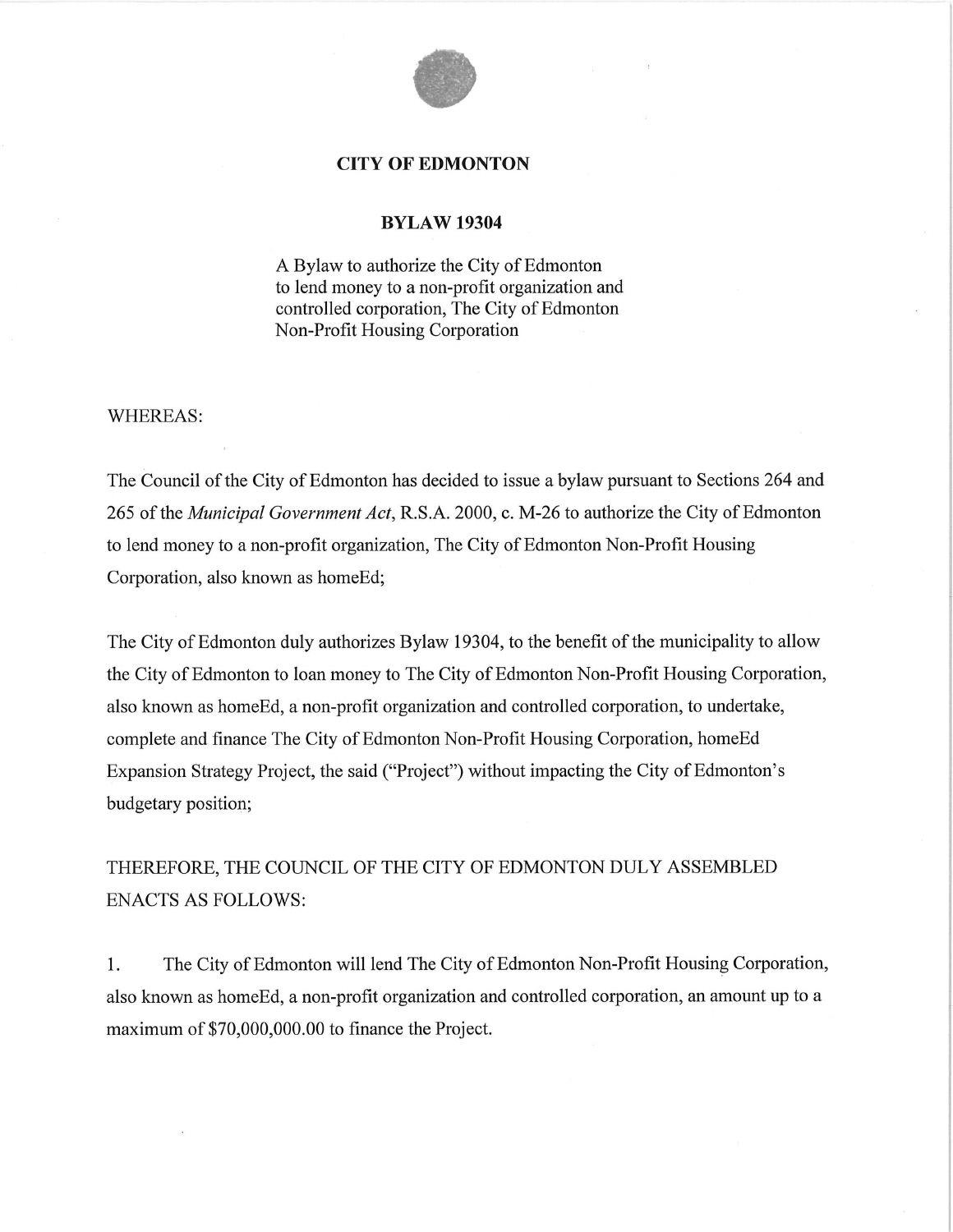# CITY OF EDMONTON

## BYLAW 19304

A Bylaw to authorize the City of Edmonton to lend money to a non-profit organization and controlled corporation, The City of Edmonton Non-Profit Housing Corporation

WHEREAS:

The Council of the City of Edmonton has decided to issue a bylaw pursuant to Sections 264 and 265 of the *Municipal Government Act*, R.S.A. 2000, c. M-26 to authorize the City of Edmonton to lend money to a non-profit organization, The City of Edmonton Non-Profit Housing Corporation, also known as homeEd;

The City of Edmonton duly authorizes Bylaw 19304, to the benefit of the municipality to allow the City of Edmonton to loan money to The City of Edmonton Non-Profit Housing Corporation, also known as homeEd, a non-profit organization and controlled corporation, to undertake, complete and finance The City of Edmonton Non-Profit Housing Corporation, homeEd Expansion Strategy Project, the said ("Project") without impacting the City of Edmonton's budgetary position;

THEREFORE, THE COUNCIL OF THE CITY OF EDMONTON DULY ASSEMBLED ENACTS AS FOLLOWS:

1. The City of Edmonton will lend The City of Edmonton Non-Profit Housing Corporation, also known as homeEd, a non-profit organization and controlled corporation, an amount up to a maximum of $70,000,000.00 to finance the Project.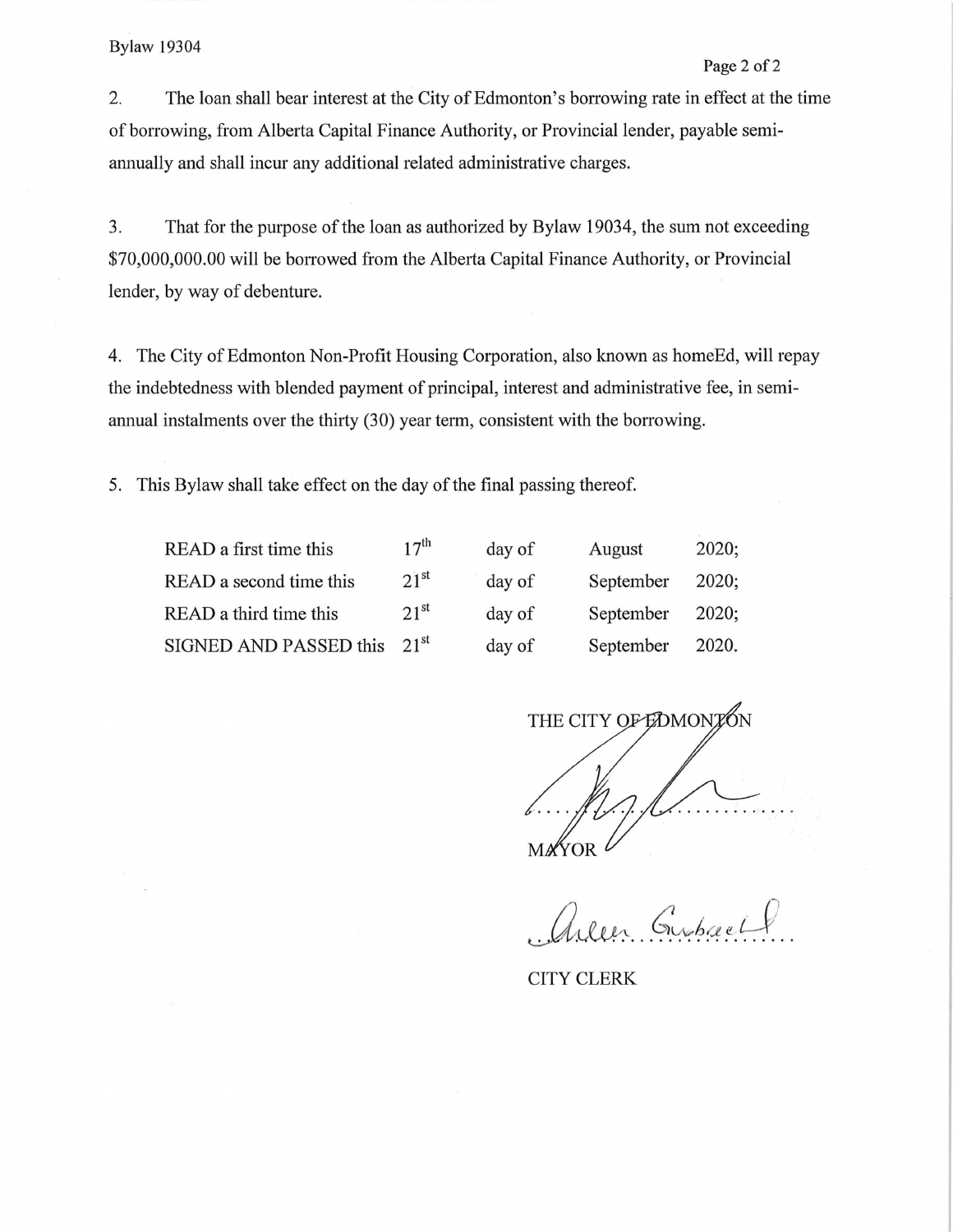2. The loan shall bear interest at the City of Edmonton's borrowing rate in effect at the time of borrowing, from Alberta Capital Finance Authority, or Provincial lender, payable semi-annually and shall incur any additional related administrative charges.

3. That for the purpose of the loan as authorized by Bylaw 19034, the sum not exceeding $70,000,000.00 will be borrowed from the Alberta Capital Finance Authority, or Provincial lender, by way of debenture.

4. The City of Edmonton Non-Profit Housing Corporation, also known as homeEd, will repay the indebtedness with blended payment of principal, interest and administrative fee, in semi-annual instalments over the thirty (30) year term, consistent with the borrowing.

5. This Bylaw shall take effect on the day of the final passing thereof.

| | | | | |
|---|---|---|---|---|
| READ a first time this | 17th | day of | August | 2020; |
| READ a second time this | 21st | day of | September | 2020; |
| READ a third time this | 21st | day of | September | 2020; |
| SIGNED AND PASSED this | 21st | day of | September | 2020. |

THE CITY OF EDMONTON

MAYOR

CITY CLERK